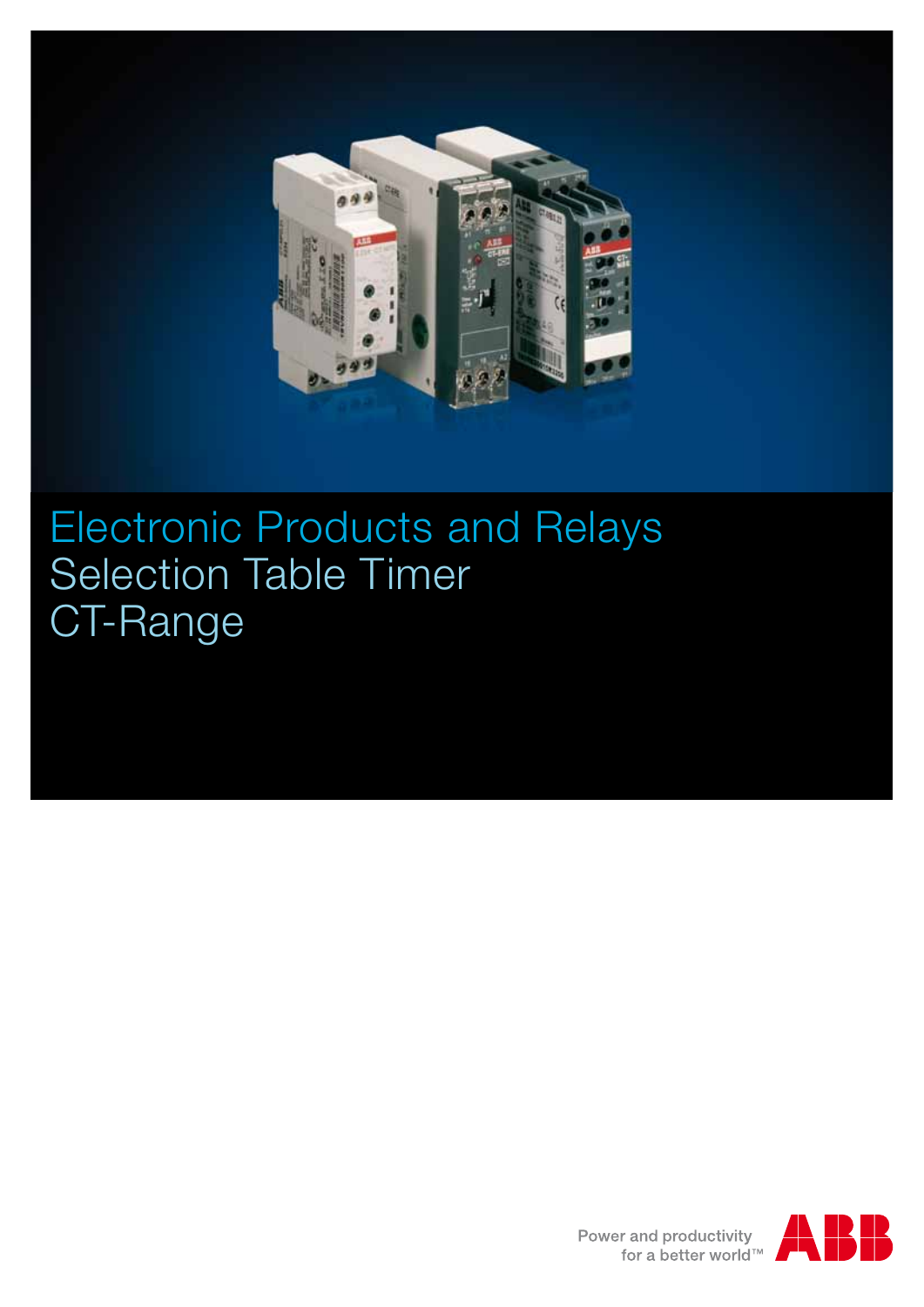# Electronic Products and Relays
# Selection Table Timer
# CT-Range

Power and productivity
for a better world™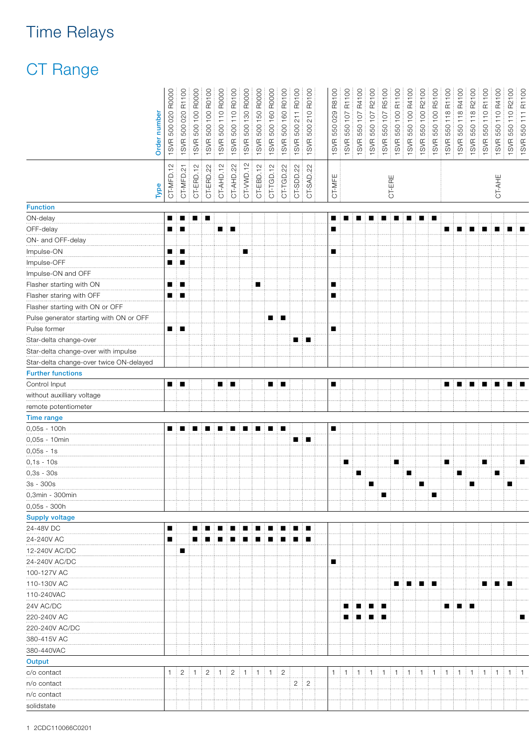# Time Relays

## CT Range

| Order number | 1SVR 500 020 R0000 | 1SVR 500 020 R1100 | 1SVR 500 100 R0000 | 1SVR 500 100 R0100 | 1SVR 500 110 R0000 | 1SVR 500 110 R0100 | 1SVR 500 130 R0000 | 1SVR 500 150 R0000 | 1SVR 500 160 R0000 | 1SVR 500 160 R0100 | 1SVR 500 211 R0100 | 1SVR 500 210 R0100 | 1SVR 550 029 R8100 | 1SVR 550 107 R1100 | 1SVR 550 107 R4100 | 1SVR 550 107 R2100 | 1SVR 550 107 R5100 | 1SVR 550 100 R1100 | 1SVR 550 100 R4100 | 1SVR 550 100 R2100 | 1SVR 550 100 R5100 | 1SVR 550 118 R1100 | 1SVR 550 118 R4100 | 1SVR 550 118 R2100 | 1SVR 550 110 R1100 | 1SVR 550 110 R4100 | 1SVR 550 110 R2100 | 1SVR 550 111 R1100 |
|---|---|---|---|---|---|---|---|---|---|---|---|---|---|---|---|---|---|---|---|---|---|---|---|---|---|---|---|---|
| **Type** | CT-MFD.12 | CT-MFD.21 | CT-ERD.12 | CT-ERD.22 | CT-AHD.12 | CT-AHD.22 | CT-VWD.12 | CT-EBD.12 | CT-TGD.12 | CT-TGD.22 | CT-SDD.22 | CT-SAD.22 | CT-MFE | CT-ERE | | | | | | | | CT-AHE | | | | | | |
| **Function** | | | | | | | | | | | | | | | | | | | | | | | | | | | | |
| ON-delay | ■ | ■ | ■ | ■ | | | | | | | | | ■ | ■ | ■ | ■ | ■ | ■ | ■ | ■ | ■ | | | | | | | |
| OFF-delay | ■ | ■ | | | ■ | ■ | | | | | | | ■ | | | | | | | | | ■ | ■ | ■ | ■ | ■ | ■ | ■ |
| ON- and OFF-delay | | | | | | | | | | | | | | | | | | | | | | | | | | | | |
| Impulse-ON | ■ | ■ | | | | | ■ | | | | | | ■ | | | | | | | | | | | | | | | |
| Impulse-OFF | ■ | ■ | | | | | | | | | | | | | | | | | | | | | | | | | | |
| Impulse-ON and OFF | | | | | | | | | | | | | | | | | | | | | | | | | | | | |
| Flasher starting with ON | ■ | ■ | | | | | | ■ | | | | | ■ | | | | | | | | | | | | | | | |
| Flasher staring with OFF | ■ | ■ | | | | | | | | | | | ■ | | | | | | | | | | | | | | | |
| Flasher starting with ON or OFF | | | | | | | | | | | | | | | | | | | | | | | | | | | | |
| Pulse generator starting with ON or OFF | | | | | | | | | ■ | ■ | | | | | | | | | | | | | | | | | | |
| Pulse former | ■ | ■ | | | | | | | | | | | ■ | | | | | | | | | | | | | | | |
| Star-delta change-over | | | | | | | | | | | ■ | ■ | | | | | | | | | | | | | | | | |
| Star-delta change-over with impulse | | | | | | | | | | | | | | | | | | | | | | | | | | | | |
| Star-delta change-over twice ON-delayed | | | | | | | | | | | | | | | | | | | | | | | | | | | | |
| **Further functions** | | | | | | | | | | | | | | | | | | | | | | | | | | | | |
| Control Input | ■ | ■ | | | ■ | ■ | | | ■ | ■ | | | ■ | | | | | | | | | ■ | ■ | ■ | ■ | ■ | ■ | ■ |
| without auxilliary voltage | | | | | | | | | | | | | | | | | | | | | | | | | | | | |
| remote potentiometer | | | | | | | | | | | | | | | | | | | | | | | | | | | | |
| **Time range** | | | | | | | | | | | | | | | | | | | | | | | | | | | | |
| 0,05s - 100h | ■ | ■ | ■ | ■ | ■ | ■ | ■ | ■ | ■ | ■ | | | ■ | | | | | | | | | | | | | | | |
| 0,05s - 10min | | | | | | | | | | | ■ | ■ | | | | | | | | | | | | | | | | |
| 0,05s - 1s | | | | | | | | | | | | | | | | | | | | | | | | | | | | |
| 0,1s - 10s | | | | | | | | | | | | | | ■ | | | | ■ | | | | ■ | | | ■ | | | ■ |
| 0,3s - 30s | | | | | | | | | | | | | | | ■ | | | | ■ | | | | ■ | | | ■ | | |
| 3s - 300s | | | | | | | | | | | | | | | | ■ | | | | ■ | | | | ■ | | | ■ | |
| 0,3min - 300min | | | | | | | | | | | | | | | | | ■ | | | | ■ | | | | | | | |
| 0,05s - 300h | | | | | | | | | | | | | | | | | | | | | | | | | | | | |
| **Supply voltage** | | | | | | | | | | | | | | | | | | | | | | | | | | | | |
| 24-48V DC | ■ | | ■ | ■ | ■ | ■ | ■ | ■ | ■ | ■ | ■ | ■ | | | | | | | | | | | | | | | | |
| 24-240V AC | ■ | | ■ | ■ | ■ | ■ | ■ | ■ | ■ | ■ | ■ | ■ | | | | | | | | | | | | | | | | |
| 12-240V AC/DC | | ■ | | | | | | | | | | | | | | | | | | | | | | | | | | |
| 24-240V AC/DC | | | | | | | | | | | | | ■ | | | | | | | | | | | | | | | |
| 100-127V AC | | | | | | | | | | | | | | | | | | | | | | | | | | | | |
| 110-130V AC | | | | | | | | | | | | | | | | | | ■ | ■ | ■ | ■ | | | | ■ | ■ | ■ | |
| 110-240VAC | | | | | | | | | | | | | | | | | | | | | | | | | | | | |
| 24V AC/DC | | | | | | | | | | | | | | ■ | ■ | ■ | ■ | | | | | ■ | ■ | ■ | | | | |
| 220-240V AC | | | | | | | | | | | | | | ■ | ■ | ■ | ■ | | | | | | | | | | | ■ |
| 220-240V AC/DC | | | | | | | | | | | | | | | | | | | | | | | | | | | | |
| 380-415V AC | | | | | | | | | | | | | | | | | | | | | | | | | | | | |
| 380-440VAC | | | | | | | | | | | | | | | | | | | | | | | | | | | | |
| **Output** | | | | | | | | | | | | | | | | | | | | | | | | | | | | |
| c/o contact | 1 | 2 | 1 | 2 | 1 | 2 | 1 | 1 | 1 | 2 | | | 1 | 1 | 1 | 1 | 1 | 1 | 1 | 1 | 1 | 1 | 1 | 1 | 1 | 1 | 1 | 1 |
| n/o contact | | | | | | | | | | | 2 | 2 | | | | | | | | | | | | | | | | |
| n/c contact | | | | | | | | | | | | | | | | | | | | | | | | | | | | |
| solidstate | | | | | | | | | | | | | | | | | | | | | | | | | | | | |

2CDC110066C0201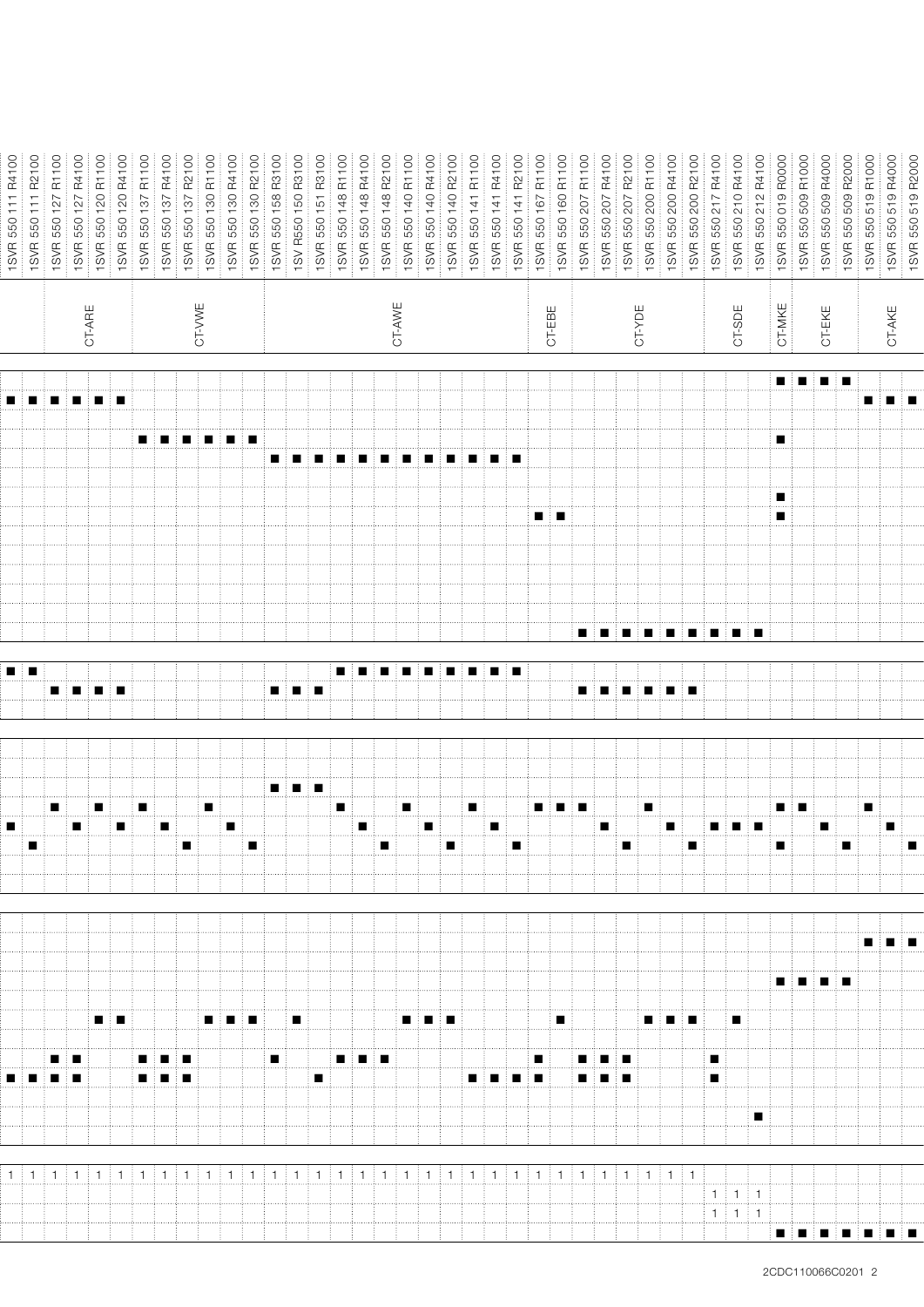| 1SVR 550 111 R4100 | 1SVR 550 111 R2100 | 1SVR 550 127 R1100 | 1SVR 550 127 R4100 | 1SVR 550 120 R1100 | 1SVR 550 120 R4100 | 1SVR 550 137 R1100 | 1SVR 550 137 R4100 | 1SVR 550 137 R2100 | 1SVR 550 130 R1100 | 1SVR 550 130 R4100 | 1SVR 550 130 R2100 | 1SVR 550 158 R3100 | 1SV R550 150 R3100 | 1SVR 550 151 R3100 | 1SVR 550 148 R1100 | 1SVR 550 148 R4100 | 1SVR 550 148 R2100 | 1SVR 550 140 R1100 | 1SVR 550 140 R4100 | 1SVR 550 140 R2100 | 1SVR 550 141 R1100 | 1SVR 550 141 R4100 | 1SVR 550 141 R2100 | 1SVR 550 167 R1100 | 1SVR 550 160 R1100 | 1SVR 550 207 R1100 | 1SVR 550 207 R4100 | 1SVR 550 207 R2100 | 1SVR 550 200 R1100 | 1SVR 550 200 R4100 | 1SVR 550 200 R2100 | 1SVR 550 217 R4100 | 1SVR 550 210 R4100 | 1SVR 550 212 R4100 | 1SVR 550 019 R0000 | 1SVR 550 509 R1000 | 1SVR 550 509 R4000 | 1SVR 550 509 R2000 | 1SVR 550 519 R1000 | 1SVR 550 519 R4000 | 1SVR 550 519 R2000 |
|---|---|---|---|---|---|---|---|---|---|---|---|---|---|---|---|---|---|---|---|---|---|---|---|---|---|---|---|---|---|---|---|---|---|---|---|---|---|---|---|---|---|
| CT-ARE | | | | | | CT-VWE | | | | | | CT-AWE | | | | | | | | | | | | CT-EBE | | CT-YDE | | | | | | CT-SDE | | | CT-MKE | CT-EKE | | | CT-AKE | | |
| | | | | | | | | | | | | | | | | | | | | | | | | | | | | | | | | | | | ■ | ■ | ■ | ■ | | | |
| ■ | ■ | ■ | ■ | ■ | ■ | | | | | | | | | | | | | | | | | | | | | | | | | | | | | | | | | | ■ | ■ | ■ |
| | | | | | | | | | | | | | | | | | | | | | | | | | | | | | | | | | | | | | | | | | |
| | | | | | | ■ | ■ | ■ | ■ | ■ | ■ | | | | | | | | | | | | | | | | | | | | | | | | ■ | | | | | | |
| | | | | | | | | | | | | ■ | ■ | ■ | ■ | ■ | ■ | ■ | ■ | ■ | ■ | ■ | ■ | | | | | | | | | | | | | | | | | | |
| | | | | | | | | | | | | | | | | | | | | | | | | | | | | | | | | | | | | | | | | | |
| | | | | | | | | | | | | | | | | | | | | | | | | | | | | | | | | | | | ■ | | | | | | |
| | | | | | | | | | | | | | | | | | | | | | | | | ■ | ■ | | | | | | | | | | ■ | | | | | | |
| | | | | | | | | | | | | | | | | | | | | | | | | | | | | | | | | | | | | | | | | | |
| | | | | | | | | | | | | | | | | | | | | | | | | | | | | | | | | | | | | | | | | | |
| | | | | | | | | | | | | | | | | | | | | | | | | | | | | | | | | | | | | | | | | | |
| | | | | | | | | | | | | | | | | | | | | | | | | | | | | | | | | | | | | | | | | | |
| | | | | | | | | | | | | | | | | | | | | | | | | | | | | | | | | | | | | | | | | | |
| | | | | | | | | | | | | | | | | | | | | | | | | | | ■ | ■ | ■ | ■ | ■ | ■ | ■ | ■ | ■ | | | | | | | |
| | | | | | | | | | | | | | | | | | | | | | | | | | | | | | | | | | | | | | | | | | |
| ■ | ■ | | | | | | | | | | | | | | ■ | ■ | ■ | ■ | ■ | ■ | ■ | ■ | ■ | | | | | | | | | | | | | | | | | | |
| | | ■ | ■ | ■ | ■ | | | | | | | ■ | ■ | ■ | | | | | | | | | | | | ■ | ■ | ■ | ■ | ■ | ■ | | | | | | | | | | |
| | | | | | | | | | | | | | | | | | | | | | | | | | | | | | | | | | | | | | | | | | |
| | | | | | | | | | | | | | | | | | | | | | | | | | | | | | | | | | | | | | | | | | |
| | | | | | | | | | | | | | | | | | | | | | | | | | | | | | | | | | | | | | | | | | |
| | | | | | | | | | | | | | | | | | | | | | | | | | | | | | | | | | | | | | | | | | |
| | | | | | | | | | | | | ■ | ■ | ■ | | | | | | | | | | | | | | | | | | | | | | | | | | | |
| | | ■ | | ■ | | ■ | | | ■ | | | | | | ■ | | | ■ | | | ■ | | | ■ | ■ | ■ | | | ■ | | | | | | ■ | ■ | | | ■ | | |
| ■ | | | ■ | | ■ | | ■ | | | ■ | | | | | | ■ | | | ■ | | | ■ | | | | | ■ | | | ■ | | ■ | ■ | ■ | | | ■ | | | ■ | |
| | ■ | | | | | | | ■ | | | ■ | | | | | | ■ | | | ■ | | | ■ | | | | | ■ | | | ■ | | | | ■ | | | ■ | | | ■ |
| | | | | | | | | | | | | | | | | | | | | | | | | | | | | | | | | | | | | | | | | | |
| | | | | | | | | | | | | | | | | | | | | | | | | | | | | | | | | | | | | | | | | | |
| | | | | | | | | | | | | | | | | | | | | | | | | | | | | | | | | | | | | | | | | | |
| | | | | | | | | | | | | | | | | | | | | | | | | | | | | | | | | | | | | | | | ■ | ■ | ■ |
| | | | | | | | | | | | | | | | | | | | | | | | | | | | | | | | | | | | | | | | | | |
| | | | | | | | | | | | | | | | | | | | | | | | | | | | | | | | | | | | ■ | ■ | ■ | ■ | | | |
| | | | | | | | | | | | | | | | | | | | | | | | | | | | | | | | | | | | | | | | | | |
| | | | | ■ | ■ | | | | ■ | ■ | ■ | | ■ | | | | | ■ | ■ | ■ | | | | | ■ | | | | ■ | ■ | ■ | | ■ | | | | | | | | |
| | | | | | | | | | | | | | | | | | | | | | | | | | | | | | | | | | | | | | | | | | |
| | | ■ | ■ | | | ■ | ■ | ■ | | | | ■ | | | ■ | ■ | ■ | | | | | | | ■ | | ■ | ■ | ■ | | | | ■ | | | | | | | | | |
| ■ | ■ | ■ | ■ | | | ■ | ■ | ■ | | | | | | ■ | | | | | | | ■ | ■ | ■ | ■ | | ■ | ■ | ■ | | | | ■ | | | | | | | | | |
| | | | | | | | | | | | | | | | | | | | | | | | | | | | | | | | | | | | | | | | | | |
| | | | | | | | | | | | | | | | | | | | | | | | | | | | | | | | | | | ■ | | | | | | | |
| | | | | | | | | | | | | | | | | | | | | | | | | | | | | | | | | | | | | | | | | | |
| | | | | | | | | | | | | | | | | | | | | | | | | | | | | | | | | | | | | | | | | | |
| 1 | 1 | 1 | 1 | 1 | 1 | 1 | 1 | 1 | 1 | 1 | 1 | 1 | 1 | 1 | 1 | 1 | 1 | 1 | 1 | 1 | 1 | 1 | 1 | 1 | 1 | 1 | 1 | 1 | 1 | 1 | 1 | | | | | | | | | | |
| | | | | | | | | | | | | | | | | | | | | | | | | | | | | | | | | 1 | 1 | 1 | | | | | | | |
| | | | | | | | | | | | | | | | | | | | | | | | | | | | | | | | | 1 | 1 | 1 | | | | | | | |
| | | | | | | | | | | | | | | | | | | | | | | | | | | | | | | | | | | | ■ | ■ | ■ | ■ | ■ | ■ | ■ |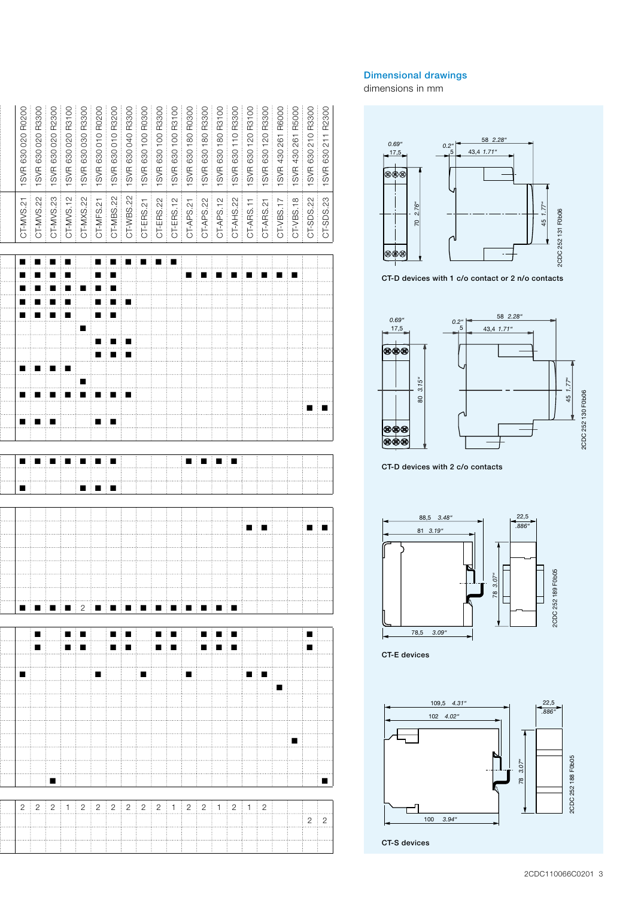| CT-MVS.21 | CT-MVS.22 | CT-MVS.23 | CT-MVS.12 | CT-MXS.22 | CT-MFS.21 | CT-MBS.22 | CT-WBS.22 | CT-ERS.21 | CT-ERS.22 | CT-ERS.12 | CT-APS.21 | CT-APS.22 | CT-APS.12 | CT-AHS.22 | CT-ARS.11 | CT-ARS.21 | CT-VBS.17 | CT-VBS.18 | CT-SDS.22 | CT-SDS.23 |
|---|---|---|---|---|---|---|---|---|---|---|---|---|---|---|---|---|---|---|---|---|
| 1SVR 630 020 R0200 | 1SVR 630 020 R3300 | 1SVR 630 020 R2300 | 1SVR 630 020 R3100 | 1SVR 630 030 R3300 | 1SVR 630 010 R0200 | 1SVR 630 010 R3200 | 1SVR 630 040 R3300 | 1SVR 630 100 R0300 | 1SVR 630 100 R3300 | 1SVR 630 100 R3100 | 1SVR 630 180 R0300 | 1SVR 630 180 R3300 | 1SVR 630 180 R3100 | 1SVR 630 110 R3300 | 1SVR 630 120 R3100 | 1SVR 630 120 R3300 | 1SVR 430 261 R6000 | 1SVR 430 261 R5000 | 1SVR 630 210 R3300 | 1SVR 630 211 R2300 |
| ■ | ■ | ■ | ■ | | ■ | ■ | ■ | ■ | ■ | ■ | | | | | | | | | | |
| ■ | ■ | ■ | ■ | | ■ | ■ | | | | | ■ | ■ | ■ | ■ | ■ | ■ | ■ | ■ | | |
| ■ | ■ | ■ | ■ | ■ | ■ | ■ | | | | | | | | | | | | | | |
| ■ | ■ | ■ | ■ | | ■ | ■ | ■ | | | | | | | | | | | | | |
| ■ | ■ | ■ | ■ | | ■ | ■ | | | | | | | | | | | | | | |
| | | | | ■ | | | | | | | | | | | | | | | | |
| | | | | | ■ | ■ | ■ | | | | | | | | | | | | | |
| | | | | | ■ | ■ | ■ | | | | | | | | | | | | | |
| ■ | ■ | ■ | ■ | | | | | | | | | | | | | | | | | |
| | | | | ■ | | | | | | | | | | | | | | | | |
| ■ | ■ | ■ | ■ | ■ | ■ | ■ | ■ | | | | | | | | | | | | | |
| | | | | | | | | | | | | | | | | | | | ■ | ■ |
| ■ | ■ | ■ | | | ■ | ■ | | | | | | | | | | | | | | |
| | | | | | | | | | | | | | | | | | | | | |
| ■ | ■ | ■ | ■ | ■ | ■ | ■ | | | | | ■ | ■ | ■ | ■ | | | | | | |
| | | | | | | | | | | | | | | | | | | | | |
| ■ | | | | ■ | ■ | ■ | | | | | | | | | | | | | | |
| | | | | | | | | | | | | | | | | | | | | |
| | | | | | | | | | | | | | | | ■ | ■ | | | ■ | ■ |
| | | | | | | | | | | | | | | | | | | | | |
| | | | | | | | | | | | | | | | | | | | | |
| | | | | | | | | | | | | | | | | | | | | |
| | | | | | | | | | | | | | | | | | | | | |
| | | | | | | | | | | | | | | | | | | | | |
| ■ | ■ | ■ | ■ | 2 | ■ | ■ | ■ | ■ | ■ | ■ | ■ | ■ | ■ | ■ | | | | | | |
| | ■ | | ■ | ■ | | ■ | ■ | | ■ | ■ | | ■ | ■ | ■ | | | | | ■ | |
| | ■ | | ■ | ■ | | ■ | ■ | | ■ | ■ | | ■ | ■ | ■ | | | | | ■ | |
| | | | | | | | | | | | | | | | | | | | | |
| ■ | | | | | ■ | | | ■ | | | ■ | | | | ■ | ■ | | | | |
| | | | | | | | | | | | | | | | | | ■ | | | |
| | | | | | | | | | | | | | | | | | | | | |
| | | | | | | | | | | | | | | | | | | | | |
| | | | | | | | | | | | | | | | | | | | | |
| | | | | | | | | | | | | | | | | | | ■ | | |
| | | | | | | | | | | | | | | | | | | | | |
| | | | | | | | | | | | | | | | | | | | | |
| | | ■ | | | | | | | | | | | | | | | | | | ■ |
| 2 | 2 | 2 | 1 | 2 | 2 | 2 | 2 | 2 | 2 | 1 | 2 | 2 | 1 | 2 | 1 | 2 | | | | |
| | | | | | | | | | | | | | | | | | | | 2 | 2 |
| | | | | | | | | | | | | | | | | | | | | |
| | | | | | | | | | | | | | | | | | | | | |

## Dimensional drawings

dimensions in mm

2CDC 252 131 F0b06

CT-D devices with 1 c/o contact or 2 n/o contacts

2CDC 252 130 F0b06

CT-D devices with 2 c/o contacts

2CDC 252 189 F0b05

CT-E devices

2CDC 252 188 F0b05

CT-S devices

2CDC110066C0201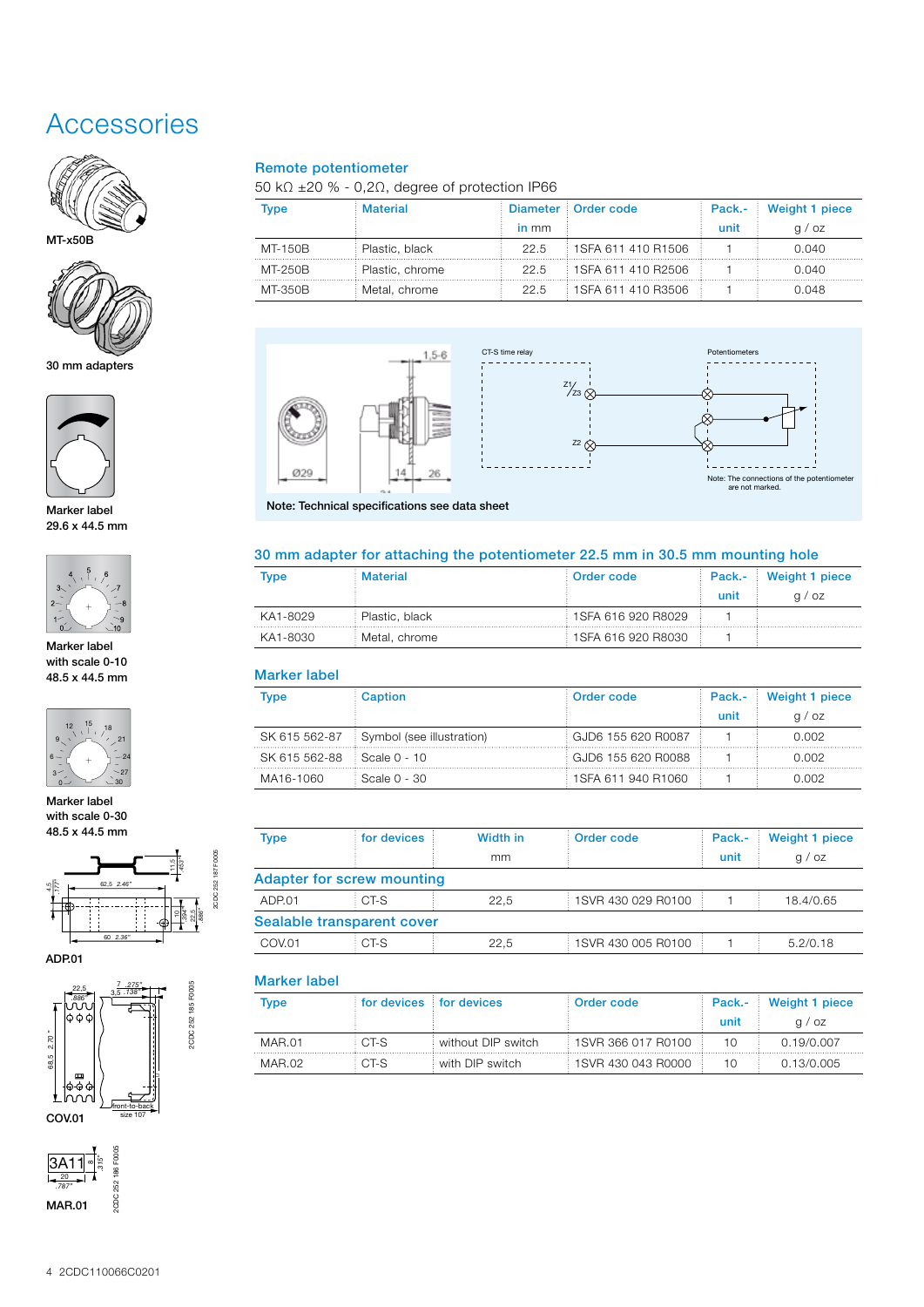# Accessories

MT-x50B

30 mm adapters

Marker label
29.6 x 44.5 mm

Marker label
with scale 0-10
48.5 x 44.5 mm

Marker label
with scale 0-30
48.5 x 44.5 mm

ADP.01

COV.01

MAR.01

## Remote potentiometer

50 kΩ ±20 % - 0,2Ω, degree of protection IP66

| Type | Material | Diameter in mm | Order code | Pack.- unit | Weight 1 piece g / oz |
|---|---|---|---|---|---|
| MT-150B | Plastic, black | 22.5 | 1SFA 611 410 R1506 | 1 | 0.040 |
| MT-250B | Plastic, chrome | 22.5 | 1SFA 611 410 R2506 | 1 | 0.040 |
| MT-350B | Metal, chrome | 22.5 | 1SFA 611 410 R3506 | 1 | 0.048 |

CT-S time relay

Potentiometers

Note: The connections of the potentiometer are not marked.

Note: Technical specifications see data sheet

## 30 mm adapter for attaching the potentiometer 22.5 mm in 30.5 mm mounting hole

| Type | Material | Order code | Pack.- unit | Weight 1 piece g / oz |
|---|---|---|---|---|
| KA1-8029 | Plastic, black | 1SFA 616 920 R8029 | 1 | |
| KA1-8030 | Metal, chrome | 1SFA 616 920 R8030 | 1 | |

## Marker label

| Type | Caption | Order code | Pack.- unit | Weight 1 piece g / oz |
|---|---|---|---|---|
| SK 615 562-87 | Symbol (see illustration) | GJD6 155 620 R0087 | 1 | 0.002 |
| SK 615 562-88 | Scale 0 - 10 | GJD6 155 620 R0088 | 1 | 0.002 |
| MA16-1060 | Scale 0 - 30 | 1SFA 611 940 R1060 | 1 | 0.002 |

| Type | for devices | Width in mm | Order code | Pack.- unit | Weight 1 piece g / oz |
|---|---|---|---|---|---|
| **Adapter for screw mounting** | | | | | |
| ADP.01 | CT-S | 22,5 | 1SVR 430 029 R0100 | 1 | 18.4/0.65 |
| **Sealable transparent cover** | | | | | |
| COV.01 | CT-S | 22,5 | 1SVR 430 005 R0100 | 1 | 5.2/0.18 |

## Marker label

| Type | for devices | for devices | Order code | Pack.- unit | Weight 1 piece g / oz |
|---|---|---|---|---|---|
| MAR.01 | CT-S | without DIP switch | 1SVR 366 017 R0100 | 10 | 0.19/0.007 |
| MAR.02 | CT-S | with DIP switch | 1SVR 430 043 R0000 | 10 | 0.13/0.005 |

2CDC110066C0201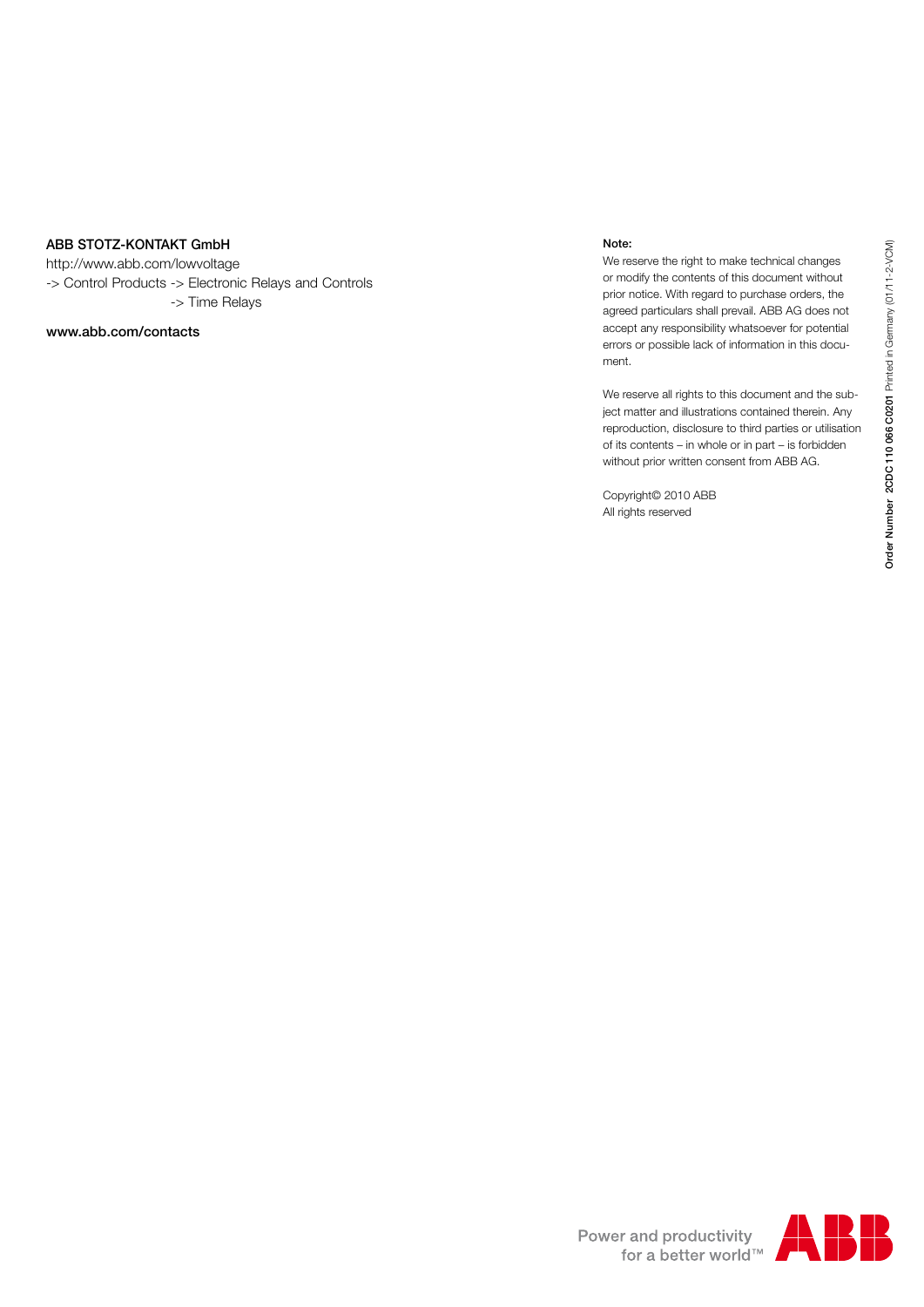**ABB STOTZ-KONTAKT GmbH**

http://www.abb.com/lowvoltage

-> Control Products -> Electronic Relays and Controls
-> Time Relays

**www.abb.com/contacts**

**Note:**

We reserve the right to make technical changes or modify the contents of this document without prior notice. With regard to purchase orders, the agreed particulars shall prevail. ABB AG does not accept any responsibility whatsoever for potential errors or possible lack of information in this document.

We reserve all rights to this document and the subject matter and illustrations contained therein. Any reproduction, disclosure to third parties or utilisation of its contents – in whole or in part – is forbidden without prior written consent from ABB AG.

Copyright© 2010 ABB
All rights reserved

**Order Number 2CDC 110 066 C0201** Printed in Germany (01/11-2-VCM)

Power and productivity
for a better world™